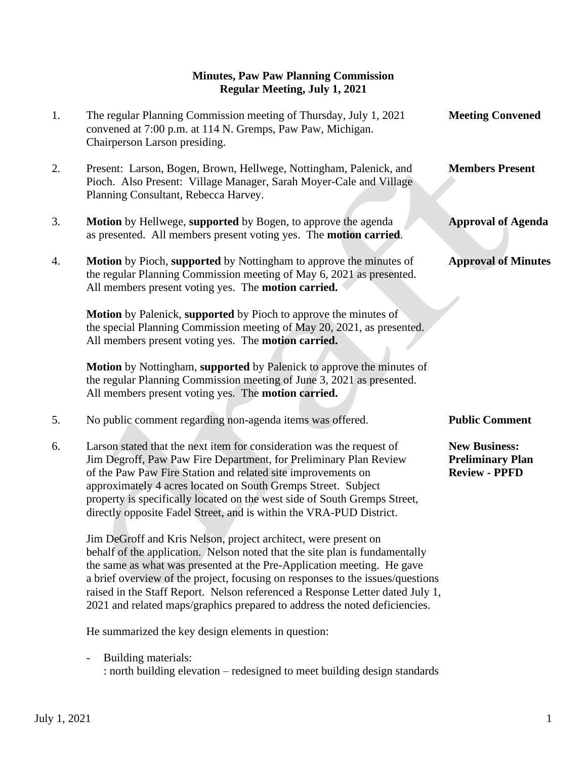**Minutes, Paw Paw Planning Commission**
**Regular Meeting, July 1, 2021**

1. The regular Planning Commission meeting of Thursday, July 1, 2021 convened at 7:00 p.m. at 114 N. Gremps, Paw Paw, Michigan. Chairperson Larson presiding. — **Meeting Convened**

2. Present: Larson, Bogen, Brown, Hellwege, Nottingham, Palenick, and Pioch. Also Present: Village Manager, Sarah Moyer-Cale and Village Planning Consultant, Rebecca Harvey. — **Members Present**

3. **Motion** by Hellwege, **supported** by Bogen, to approve the agenda as presented. All members present voting yes. The **motion carried**. — **Approval of Agenda**

4. **Motion** by Pioch, **supported** by Nottingham to approve the minutes of the regular Planning Commission meeting of May 6, 2021 as presented. All members present voting yes. The **motion carried.** — **Approval of Minutes**

   **Motion** by Palenick, **supported** by Pioch to approve the minutes of the special Planning Commission meeting of May 20, 2021, as presented. All members present voting yes. The **motion carried.**

   **Motion** by Nottingham, **supported** by Palenick to approve the minutes of the regular Planning Commission meeting of June 3, 2021 as presented. All members present voting yes. The **motion carried.**

5. No public comment regarding non-agenda items was offered. — **Public Comment**

6. Larson stated that the next item for consideration was the request of Jim Degroff, Paw Paw Fire Department, for Preliminary Plan Review of the Paw Paw Fire Station and related site improvements on approximately 4 acres located on South Gremps Street. Subject property is specifically located on the west side of South Gremps Street, directly opposite Fadel Street, and is within the VRA-PUD District. — **New Business: Preliminary Plan Review - PPFD**

   Jim DeGroff and Kris Nelson, project architect, were present on behalf of the application. Nelson noted that the site plan is fundamentally the same as what was presented at the Pre-Application meeting. He gave a brief overview of the project, focusing on responses to the issues/questions raised in the Staff Report. Nelson referenced a Response Letter dated July 1, 2021 and related maps/graphics prepared to address the noted deficiencies.

   He summarized the key design elements in question:

   - Building materials:
     : north building elevation – redesigned to meet building design standards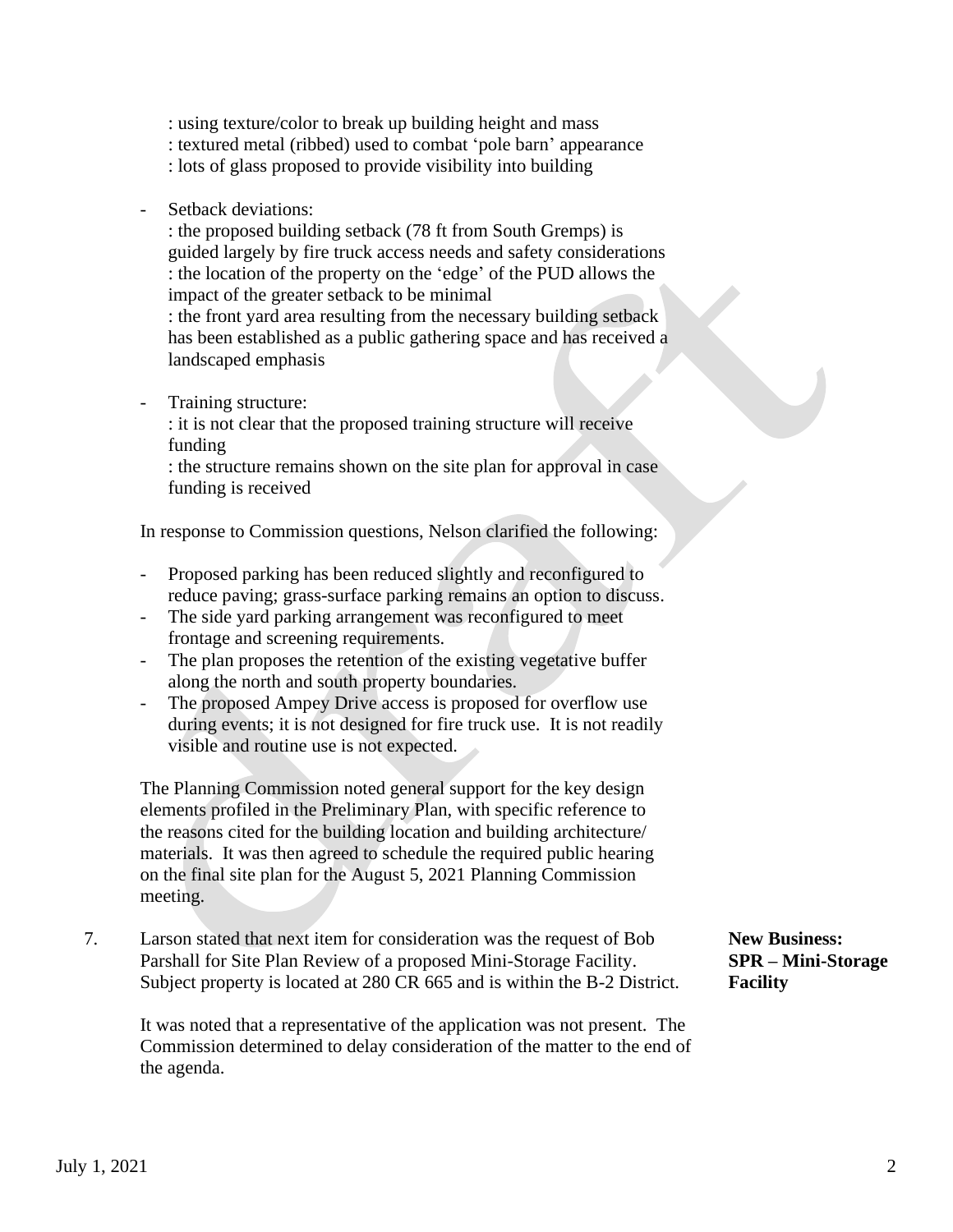: using texture/color to break up building height and mass
: textured metal (ribbed) used to combat 'pole barn' appearance
: lots of glass proposed to provide visibility into building

- Setback deviations:
  : the proposed building setback (78 ft from South Gremps) is guided largely by fire truck access needs and safety considerations
  : the location of the property on the 'edge' of the PUD allows the impact of the greater setback to be minimal
  : the front yard area resulting from the necessary building setback has been established as a public gathering space and has received a landscaped emphasis

- Training structure:
  : it is not clear that the proposed training structure will receive funding
  : the structure remains shown on the site plan for approval in case funding is received

In response to Commission questions, Nelson clarified the following:

- Proposed parking has been reduced slightly and reconfigured to reduce paving; grass-surface parking remains an option to discuss.
- The side yard parking arrangement was reconfigured to meet frontage and screening requirements.
- The plan proposes the retention of the existing vegetative buffer along the north and south property boundaries.
- The proposed Ampey Drive access is proposed for overflow use during events; it is not designed for fire truck use. It is not readily visible and routine use is not expected.

The Planning Commission noted general support for the key design elements profiled in the Preliminary Plan, with specific reference to the reasons cited for the building location and building architecture/ materials. It was then agreed to schedule the required public hearing on the final site plan for the August 5, 2021 Planning Commission meeting.

**New Business: SPR – Mini-Storage Facility**

7. Larson stated that next item for consideration was the request of Bob Parshall for Site Plan Review of a proposed Mini-Storage Facility. Subject property is located at 280 CR 665 and is within the B-2 District.

   It was noted that a representative of the application was not present. The Commission determined to delay consideration of the matter to the end of the agenda.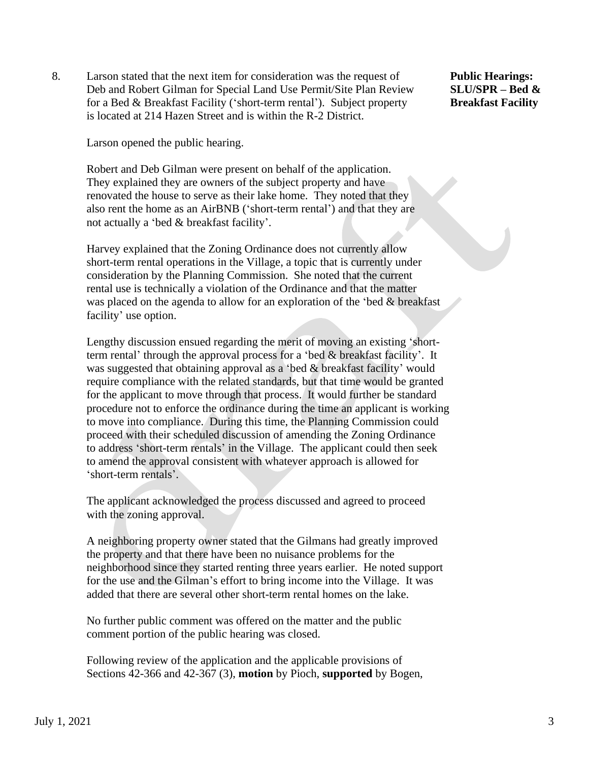8. Larson stated that the next item for consideration was the request of Deb and Robert Gilman for Special Land Use Permit/Site Plan Review for a Bed & Breakfast Facility ('short-term rental'). Subject property is located at 214 Hazen Street and is within the R-2 District.

**Public Hearings: SLU/SPR – Bed & Breakfast Facility**

Larson opened the public hearing.

Robert and Deb Gilman were present on behalf of the application. They explained they are owners of the subject property and have renovated the house to serve as their lake home. They noted that they also rent the home as an AirBNB ('short-term rental') and that they are not actually a 'bed & breakfast facility'.

Harvey explained that the Zoning Ordinance does not currently allow short-term rental operations in the Village, a topic that is currently under consideration by the Planning Commission. She noted that the current rental use is technically a violation of the Ordinance and that the matter was placed on the agenda to allow for an exploration of the 'bed & breakfast facility' use option.

Lengthy discussion ensued regarding the merit of moving an existing 'short-term rental' through the approval process for a 'bed & breakfast facility'. It was suggested that obtaining approval as a 'bed & breakfast facility' would require compliance with the related standards, but that time would be granted for the applicant to move through that process. It would further be standard procedure not to enforce the ordinance during the time an applicant is working to move into compliance. During this time, the Planning Commission could proceed with their scheduled discussion of amending the Zoning Ordinance to address 'short-term rentals' in the Village. The applicant could then seek to amend the approval consistent with whatever approach is allowed for 'short-term rentals'.

The applicant acknowledged the process discussed and agreed to proceed with the zoning approval.

A neighboring property owner stated that the Gilmans had greatly improved the property and that there have been no nuisance problems for the neighborhood since they started renting three years earlier. He noted support for the use and the Gilman's effort to bring income into the Village. It was added that there are several other short-term rental homes on the lake.

No further public comment was offered on the matter and the public comment portion of the public hearing was closed.

Following review of the application and the applicable provisions of Sections 42-366 and 42-367 (3), **motion** by Pioch, **supported** by Bogen,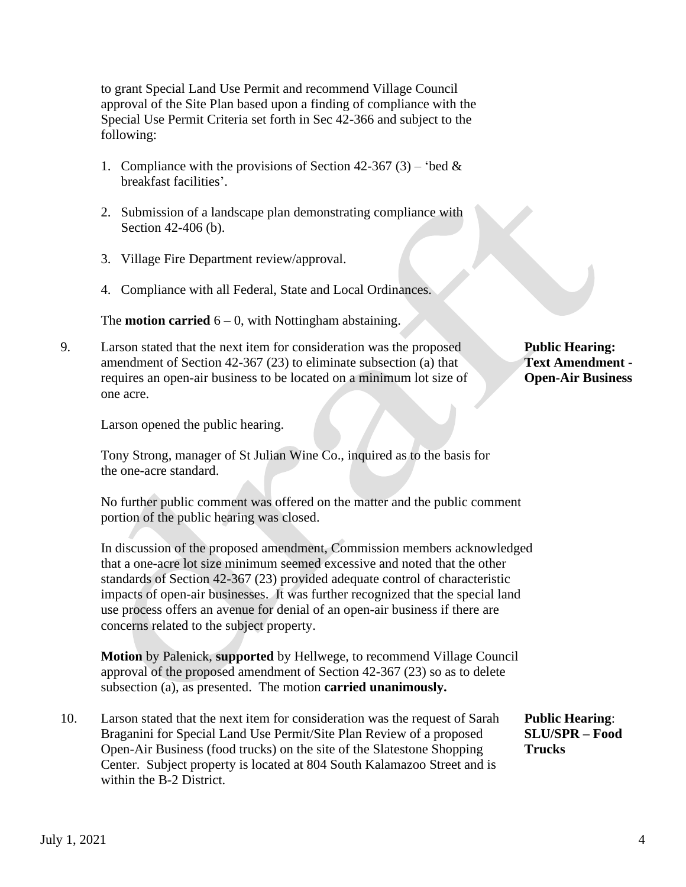to grant Special Land Use Permit and recommend Village Council approval of the Site Plan based upon a finding of compliance with the Special Use Permit Criteria set forth in Sec 42-366 and subject to the following:

1. Compliance with the provisions of Section 42-367 (3) – 'bed & breakfast facilities'.

2. Submission of a landscape plan demonstrating compliance with Section 42-406 (b).

3. Village Fire Department review/approval.

4. Compliance with all Federal, State and Local Ordinances.

The **motion carried** 6 – 0, with Nottingham abstaining.

9. Larson stated that the next item for consideration was the proposed amendment of Section 42-367 (23) to eliminate subsection (a) that requires an open-air business to be located on a minimum lot size of one acre.

**Public Hearing: Text Amendment - Open-Air Business**

Larson opened the public hearing.

Tony Strong, manager of St Julian Wine Co., inquired as to the basis for the one-acre standard.

No further public comment was offered on the matter and the public comment portion of the public hearing was closed.

In discussion of the proposed amendment, Commission members acknowledged that a one-acre lot size minimum seemed excessive and noted that the other standards of Section 42-367 (23) provided adequate control of characteristic impacts of open-air businesses. It was further recognized that the special land use process offers an avenue for denial of an open-air business if there are concerns related to the subject property.

**Motion** by Palenick, **supported** by Hellwege, to recommend Village Council approval of the proposed amendment of Section 42-367 (23) so as to delete subsection (a), as presented. The motion **carried unanimously.**

10. Larson stated that the next item for consideration was the request of Sarah Braganini for Special Land Use Permit/Site Plan Review of a proposed Open-Air Business (food trucks) on the site of the Slatestone Shopping Center. Subject property is located at 804 South Kalamazoo Street and is within the B-2 District.

**Public Hearing: SLU/SPR – Food Trucks**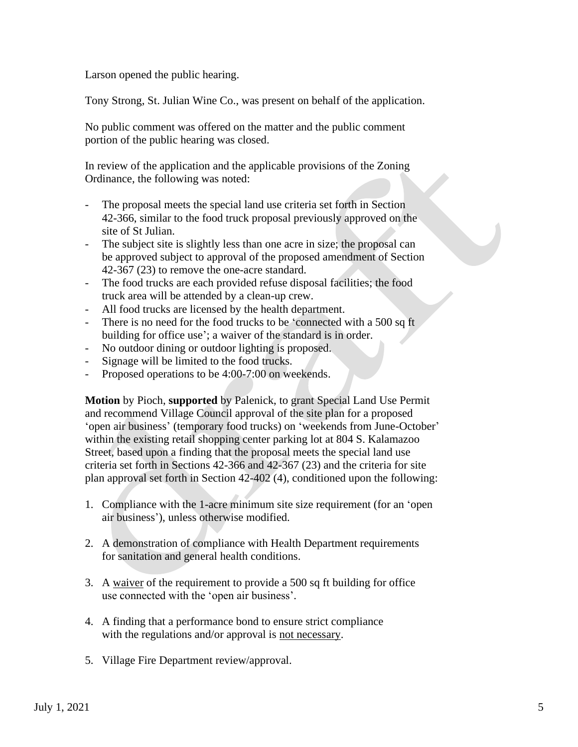Larson opened the public hearing.

Tony Strong, St. Julian Wine Co., was present on behalf of the application.

No public comment was offered on the matter and the public comment portion of the public hearing was closed.

In review of the application and the applicable provisions of the Zoning Ordinance, the following was noted:

- The proposal meets the special land use criteria set forth in Section 42-366, similar to the food truck proposal previously approved on the site of St Julian.
- The subject site is slightly less than one acre in size; the proposal can be approved subject to approval of the proposed amendment of Section 42-367 (23) to remove the one-acre standard.
- The food trucks are each provided refuse disposal facilities; the food truck area will be attended by a clean-up crew.
- All food trucks are licensed by the health department.
- There is no need for the food trucks to be 'connected with a 500 sq ft building for office use'; a waiver of the standard is in order.
- No outdoor dining or outdoor lighting is proposed.
- Signage will be limited to the food trucks.
- Proposed operations to be 4:00-7:00 on weekends.

**Motion** by Pioch, **supported** by Palenick, to grant Special Land Use Permit and recommend Village Council approval of the site plan for a proposed 'open air business' (temporary food trucks) on 'weekends from June-October' within the existing retail shopping center parking lot at 804 S. Kalamazoo Street, based upon a finding that the proposal meets the special land use criteria set forth in Sections 42-366 and 42-367 (23) and the criteria for site plan approval set forth in Section 42-402 (4), conditioned upon the following:

1. Compliance with the 1-acre minimum site size requirement (for an 'open air business'), unless otherwise modified.

2. A demonstration of compliance with Health Department requirements for sanitation and general health conditions.

3. A waiver of the requirement to provide a 500 sq ft building for office use connected with the 'open air business'.

4. A finding that a performance bond to ensure strict compliance with the regulations and/or approval is not necessary.

5. Village Fire Department review/approval.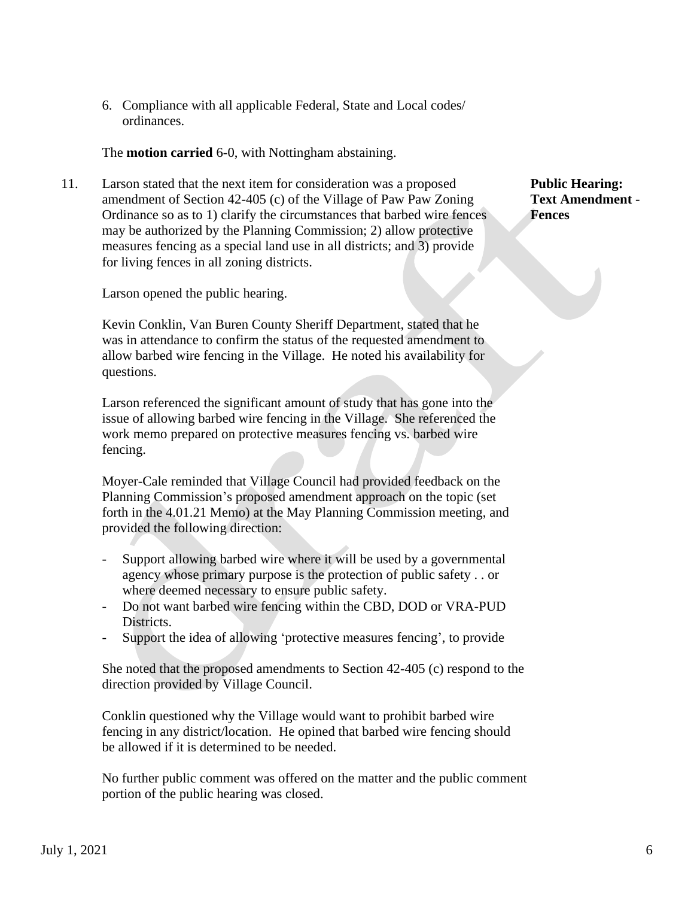6. Compliance with all applicable Federal, State and Local codes/ ordinances.

The **motion carried** 6-0, with Nottingham abstaining.

11. Larson stated that the next item for consideration was a proposed amendment of Section 42-405 (c) of the Village of Paw Paw Zoning Ordinance so as to 1) clarify the circumstances that barbed wire fences may be authorized by the Planning Commission; 2) allow protective measures fencing as a special land use in all districts; and 3) provide for living fences in all zoning districts.

**Public Hearing: Text Amendment - Fences**

Larson opened the public hearing.

Kevin Conklin, Van Buren County Sheriff Department, stated that he was in attendance to confirm the status of the requested amendment to allow barbed wire fencing in the Village. He noted his availability for questions.

Larson referenced the significant amount of study that has gone into the issue of allowing barbed wire fencing in the Village. She referenced the work memo prepared on protective measures fencing vs. barbed wire fencing.

Moyer-Cale reminded that Village Council had provided feedback on the Planning Commission's proposed amendment approach on the topic (set forth in the 4.01.21 Memo) at the May Planning Commission meeting, and provided the following direction:

- Support allowing barbed wire where it will be used by a governmental agency whose primary purpose is the protection of public safety . . or where deemed necessary to ensure public safety.
- Do not want barbed wire fencing within the CBD, DOD or VRA-PUD Districts.
- Support the idea of allowing 'protective measures fencing', to provide

She noted that the proposed amendments to Section 42-405 (c) respond to the direction provided by Village Council.

Conklin questioned why the Village would want to prohibit barbed wire fencing in any district/location. He opined that barbed wire fencing should be allowed if it is determined to be needed.

No further public comment was offered on the matter and the public comment portion of the public hearing was closed.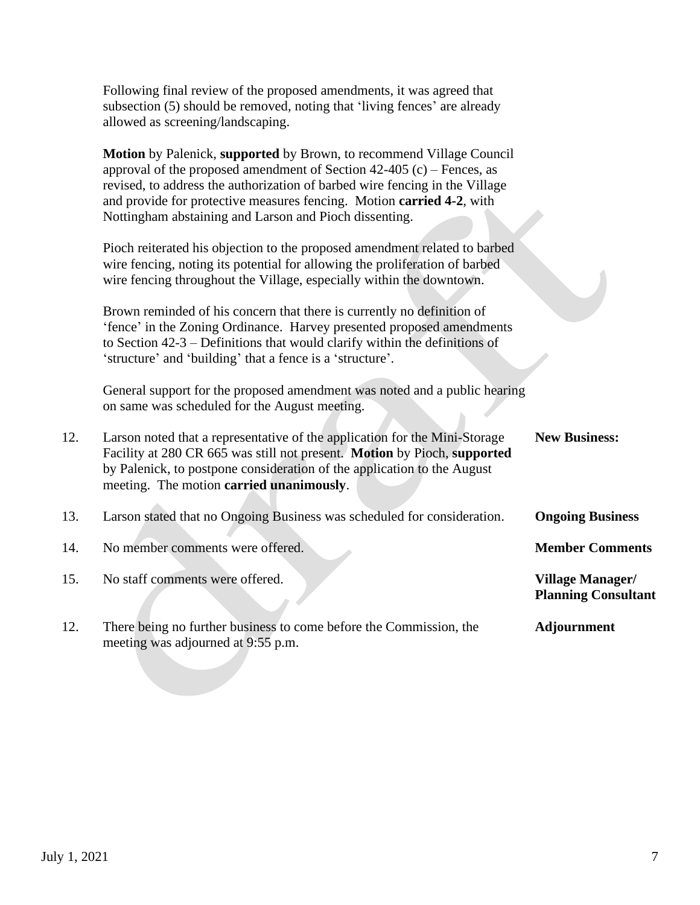Following final review of the proposed amendments, it was agreed that subsection (5) should be removed, noting that 'living fences' are already allowed as screening/landscaping.

**Motion** by Palenick, **supported** by Brown, to recommend Village Council approval of the proposed amendment of Section 42-405 (c) – Fences, as revised, to address the authorization of barbed wire fencing in the Village and provide for protective measures fencing. Motion **carried 4-2**, with Nottingham abstaining and Larson and Pioch dissenting.

Pioch reiterated his objection to the proposed amendment related to barbed wire fencing, noting its potential for allowing the proliferation of barbed wire fencing throughout the Village, especially within the downtown.

Brown reminded of his concern that there is currently no definition of 'fence' in the Zoning Ordinance. Harvey presented proposed amendments to Section 42-3 – Definitions that would clarify within the definitions of 'structure' and 'building' that a fence is a 'structure'.

General support for the proposed amendment was noted and a public hearing on same was scheduled for the August meeting.

12. **New Business:** Larson noted that a representative of the application for the Mini-Storage Facility at 280 CR 665 was still not present. **Motion** by Pioch, **supported** by Palenick, to postpone consideration of the application to the August meeting. The motion **carried unanimously**.

13. **Ongoing Business** Larson stated that no Ongoing Business was scheduled for consideration.

14. **Member Comments** No member comments were offered.

15. **Village Manager/ Planning Consultant** No staff comments were offered.

12. **Adjournment** There being no further business to come before the Commission, the meeting was adjourned at 9:55 p.m.

July 1, 2021